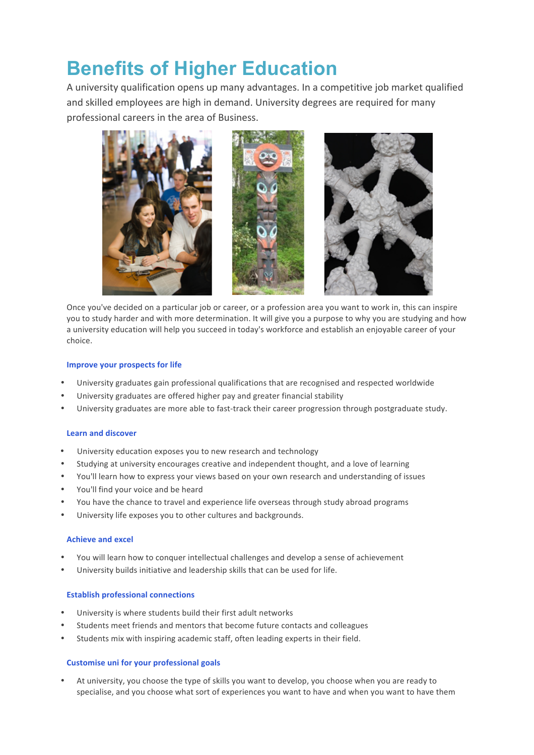# Benefits of Higher Education

A university qualification opens up many advantages. In a competitive job market qualified and skilled employees are high in demand. University degrees are required for many professional careers in the area of Business.

Once you've decided on a particular job or career, or a profession area you want to work in, this can inspire you to study harder and with more determination. It will give you a purpose to why you are studying and how a university education will help you succeed in today's workforce and establish an enjoyable career of your choice.

### Improve your prospects for life

- University graduates gain professional qualifications that are recognised and respected worldwide
- University graduates are offered higher pay and greater financial stability
- University graduates are more able to fast-track their career progression through postgraduate study.

### Learn and discover

- University education exposes you to new research and technology
- Studying at university encourages creative and independent thought, and a love of learning
- You'll learn how to express your views based on your own research and understanding of issues
- You'll find your voice and be heard
- You have the chance to travel and experience life overseas through study abroad programs
- University life exposes you to other cultures and backgrounds.

### Achieve and excel

- You will learn how to conquer intellectual challenges and develop a sense of achievement
- University builds initiative and leadership skills that can be used for life.

### Establish professional connections

- University is where students build their first adult networks
- Students meet friends and mentors that become future contacts and colleagues
- Students mix with inspiring academic staff, often leading experts in their field.

### Customise uni for your professional goals

- At university, you choose the type of skills you want to develop, you choose when you are ready to specialise, and you choose what sort of experiences you want to have and when you want to have them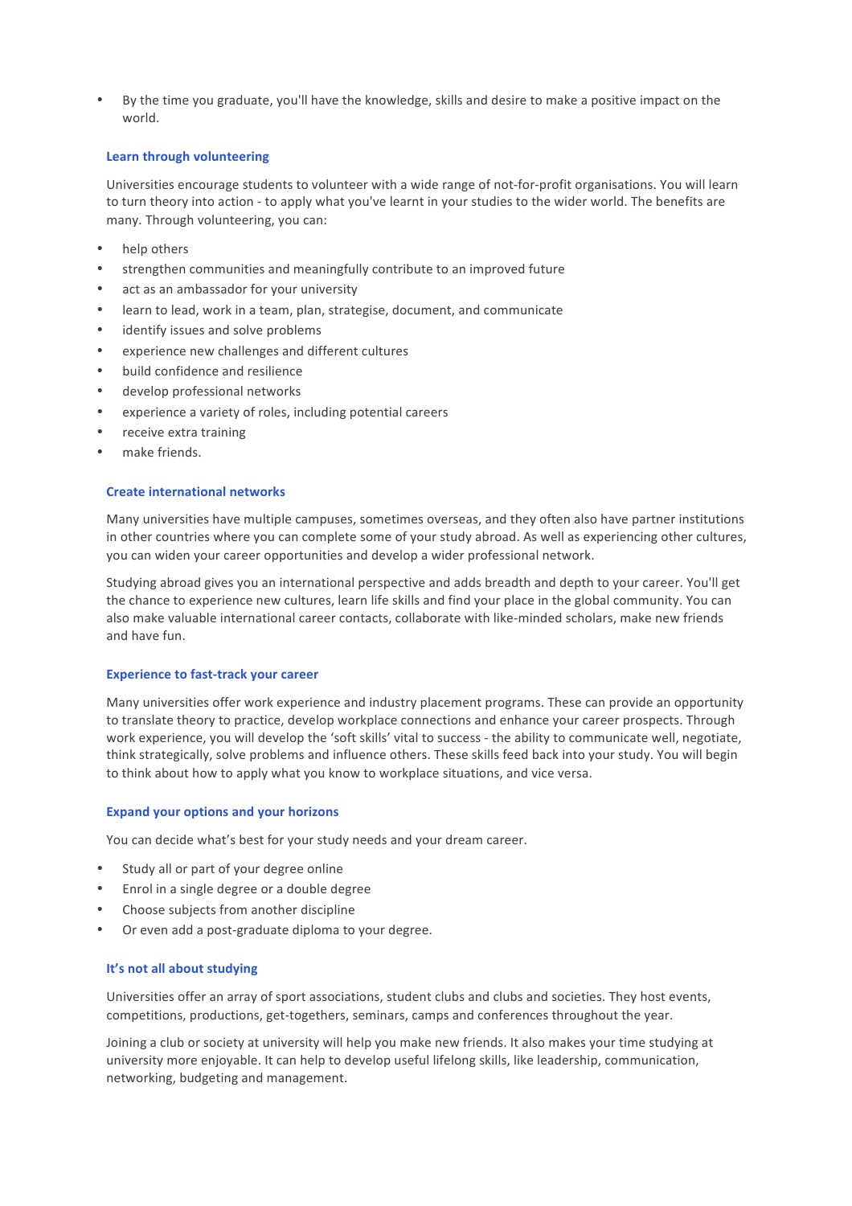- By the time you graduate, you'll have the knowledge, skills and desire to make a positive impact on the world.

### Learn through volunteering

Universities encourage students to volunteer with a wide range of not-for-profit organisations. You will learn to turn theory into action - to apply what you've learnt in your studies to the wider world. The benefits are many. Through volunteering, you can:

- help others
- strengthen communities and meaningfully contribute to an improved future
- act as an ambassador for your university
- learn to lead, work in a team, plan, strategise, document, and communicate
- identify issues and solve problems
- experience new challenges and different cultures
- build confidence and resilience
- develop professional networks
- experience a variety of roles, including potential careers
- receive extra training
- make friends.

### Create international networks

Many universities have multiple campuses, sometimes overseas, and they often also have partner institutions in other countries where you can complete some of your study abroad. As well as experiencing other cultures, you can widen your career opportunities and develop a wider professional network.

Studying abroad gives you an international perspective and adds breadth and depth to your career. You'll get the chance to experience new cultures, learn life skills and find your place in the global community. You can also make valuable international career contacts, collaborate with like-minded scholars, make new friends and have fun.

### Experience to fast-track your career

Many universities offer work experience and industry placement programs. These can provide an opportunity to translate theory to practice, develop workplace connections and enhance your career prospects. Through work experience, you will develop the 'soft skills' vital to success - the ability to communicate well, negotiate, think strategically, solve problems and influence others. These skills feed back into your study. You will begin to think about how to apply what you know to workplace situations, and vice versa.

### Expand your options and your horizons

You can decide what's best for your study needs and your dream career.

- Study all or part of your degree online
- Enrol in a single degree or a double degree
- Choose subjects from another discipline
- Or even add a post-graduate diploma to your degree.

### It's not all about studying

Universities offer an array of sport associations, student clubs and clubs and societies. They host events, competitions, productions, get-togethers, seminars, camps and conferences throughout the year.

Joining a club or society at university will help you make new friends. It also makes your time studying at university more enjoyable. It can help to develop useful lifelong skills, like leadership, communication, networking, budgeting and management.